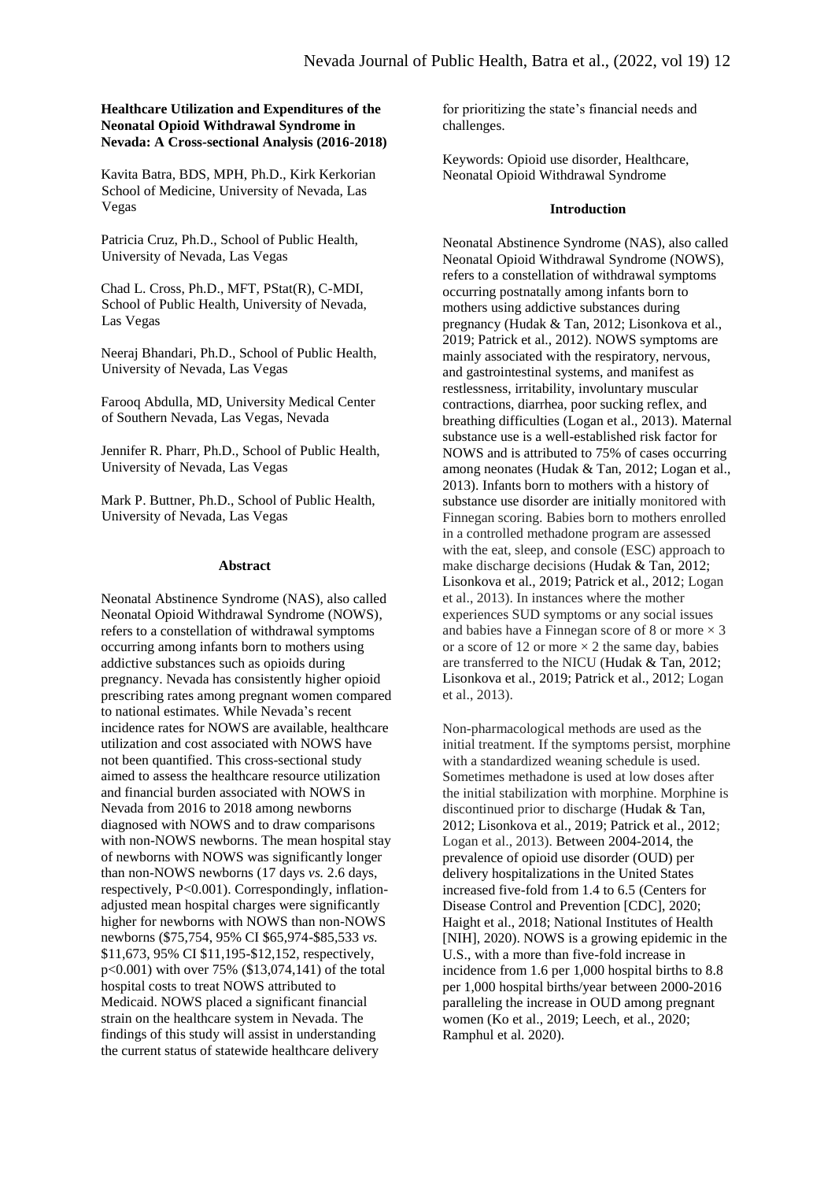**Healthcare Utilization and Expenditures of the Neonatal Opioid Withdrawal Syndrome in Nevada: A Cross-sectional Analysis (2016-2018)**

Kavita Batra, BDS, MPH, Ph.D., Kirk Kerkorian School of Medicine, University of Nevada, Las Vegas

Patricia Cruz, Ph.D., School of Public Health, University of Nevada, Las Vegas

Chad L. Cross, Ph.D., MFT, PStat(R), C-MDI, School of Public Health, University of Nevada, Las Vegas

Neeraj Bhandari, Ph.D., School of Public Health, University of Nevada, Las Vegas

Farooq Abdulla, MD, University Medical Center of Southern Nevada, Las Vegas, Nevada

Jennifer R. Pharr, Ph.D., School of Public Health, University of Nevada, Las Vegas

Mark P. Buttner, Ph.D., School of Public Health, University of Nevada, Las Vegas

## Abstract

Neonatal Abstinence Syndrome (NAS), also called Neonatal Opioid Withdrawal Syndrome (NOWS), refers to a constellation of withdrawal symptoms occurring among infants born to mothers using addictive substances such as opioids during pregnancy. Nevada has consistently higher opioid prescribing rates among pregnant women compared to national estimates. While Nevada's recent incidence rates for NOWS are available, healthcare utilization and cost associated with NOWS have not been quantified. This cross-sectional study aimed to assess the healthcare resource utilization and financial burden associated with NOWS in Nevada from 2016 to 2018 among newborns diagnosed with NOWS and to draw comparisons with non-NOWS newborns. The mean hospital stay of newborns with NOWS was significantly longer than non-NOWS newborns (17 days *vs.* 2.6 days, respectively, P<0.001). Correspondingly, inflation-adjusted mean hospital charges were significantly higher for newborns with NOWS than non-NOWS newborns ($75,754, 95% CI $65,974-$85,533 *vs.* $11,673, 95% CI $11,195-$12,152, respectively, p<0.001) with over 75% ($13,074,141) of the total hospital costs to treat NOWS attributed to Medicaid. NOWS placed a significant financial strain on the healthcare system in Nevada. The findings of this study will assist in understanding the current status of statewide healthcare delivery for prioritizing the state's financial needs and challenges.

Keywords: Opioid use disorder, Healthcare, Neonatal Opioid Withdrawal Syndrome

## Introduction

Neonatal Abstinence Syndrome (NAS), also called Neonatal Opioid Withdrawal Syndrome (NOWS), refers to a constellation of withdrawal symptoms occurring postnatally among infants born to mothers using addictive substances during pregnancy (Hudak & Tan, 2012; Lisonkova et al., 2019; Patrick et al., 2012). NOWS symptoms are mainly associated with the respiratory, nervous, and gastrointestinal systems, and manifest as restlessness, irritability, involuntary muscular contractions, diarrhea, poor sucking reflex, and breathing difficulties (Logan et al., 2013). Maternal substance use is a well-established risk factor for NOWS and is attributed to 75% of cases occurring among neonates (Hudak & Tan, 2012; Logan et al., 2013). Infants born to mothers with a history of substance use disorder are initially monitored with Finnegan scoring. Babies born to mothers enrolled in a controlled methadone program are assessed with the eat, sleep, and console (ESC) approach to make discharge decisions (Hudak & Tan, 2012; Lisonkova et al., 2019; Patrick et al., 2012; Logan et al., 2013). In instances where the mother experiences SUD symptoms or any social issues and babies have a Finnegan score of 8 or more × 3 or a score of 12 or more × 2 the same day, babies are transferred to the NICU (Hudak & Tan, 2012; Lisonkova et al., 2019; Patrick et al., 2012; Logan et al., 2013).

Non-pharmacological methods are used as the initial treatment. If the symptoms persist, morphine with a standardized weaning schedule is used. Sometimes methadone is used at low doses after the initial stabilization with morphine. Morphine is discontinued prior to discharge (Hudak & Tan, 2012; Lisonkova et al., 2019; Patrick et al., 2012; Logan et al., 2013). Between 2004-2014, the prevalence of opioid use disorder (OUD) per delivery hospitalizations in the United States increased five-fold from 1.4 to 6.5 (Centers for Disease Control and Prevention [CDC], 2020; Haight et al., 2018; National Institutes of Health [NIH], 2020). NOWS is a growing epidemic in the U.S., with a more than five-fold increase in incidence from 1.6 per 1,000 hospital births to 8.8 per 1,000 hospital births/year between 2000-2016 paralleling the increase in OUD among pregnant women (Ko et al., 2019; Leech, et al., 2020; Ramphul et al. 2020).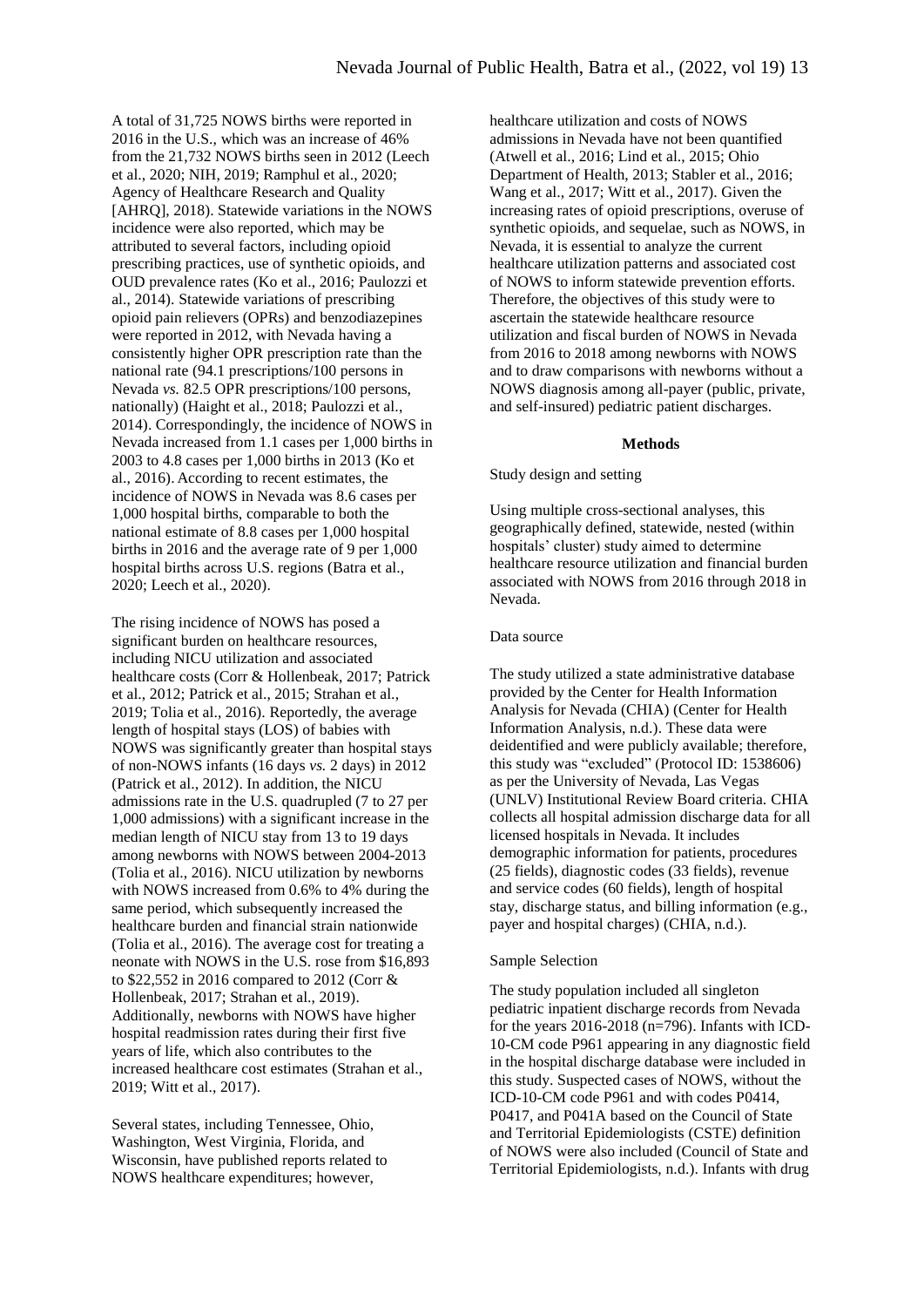A total of 31,725 NOWS births were reported in 2016 in the U.S., which was an increase of 46% from the 21,732 NOWS births seen in 2012 (Leech et al., 2020; NIH, 2019; Ramphul et al., 2020; Agency of Healthcare Research and Quality [AHRQ], 2018). Statewide variations in the NOWS incidence were also reported, which may be attributed to several factors, including opioid prescribing practices, use of synthetic opioids, and OUD prevalence rates (Ko et al., 2016; Paulozzi et al., 2014). Statewide variations of prescribing opioid pain relievers (OPRs) and benzodiazepines were reported in 2012, with Nevada having a consistently higher OPR prescription rate than the national rate (94.1 prescriptions/100 persons in Nevada *vs.* 82.5 OPR prescriptions/100 persons, nationally) (Haight et al., 2018; Paulozzi et al., 2014). Correspondingly, the incidence of NOWS in Nevada increased from 1.1 cases per 1,000 births in 2003 to 4.8 cases per 1,000 births in 2013 (Ko et al., 2016). According to recent estimates, the incidence of NOWS in Nevada was 8.6 cases per 1,000 hospital births, comparable to both the national estimate of 8.8 cases per 1,000 hospital births in 2016 and the average rate of 9 per 1,000 hospital births across U.S. regions (Batra et al., 2020; Leech et al., 2020).

The rising incidence of NOWS has posed a significant burden on healthcare resources, including NICU utilization and associated healthcare costs (Corr & Hollenbeak, 2017; Patrick et al., 2012; Patrick et al., 2015; Strahan et al., 2019; Tolia et al., 2016). Reportedly, the average length of hospital stays (LOS) of babies with NOWS was significantly greater than hospital stays of non-NOWS infants (16 days *vs.* 2 days) in 2012 (Patrick et al., 2012). In addition, the NICU admissions rate in the U.S. quadrupled (7 to 27 per 1,000 admissions) with a significant increase in the median length of NICU stay from 13 to 19 days among newborns with NOWS between 2004-2013 (Tolia et al., 2016). NICU utilization by newborns with NOWS increased from 0.6% to 4% during the same period, which subsequently increased the healthcare burden and financial strain nationwide (Tolia et al., 2016). The average cost for treating a neonate with NOWS in the U.S. rose from $16,893 to $22,552 in 2016 compared to 2012 (Corr & Hollenbeak, 2017; Strahan et al., 2019). Additionally, newborns with NOWS have higher hospital readmission rates during their first five years of life, which also contributes to the increased healthcare cost estimates (Strahan et al., 2019; Witt et al., 2017).

Several states, including Tennessee, Ohio, Washington, West Virginia, Florida, and Wisconsin, have published reports related to NOWS healthcare expenditures; however, healthcare utilization and costs of NOWS admissions in Nevada have not been quantified (Atwell et al., 2016; Lind et al., 2015; Ohio Department of Health, 2013; Stabler et al., 2016; Wang et al., 2017; Witt et al., 2017). Given the increasing rates of opioid prescriptions, overuse of synthetic opioids, and sequelae, such as NOWS, in Nevada, it is essential to analyze the current healthcare utilization patterns and associated cost of NOWS to inform statewide prevention efforts. Therefore, the objectives of this study were to ascertain the statewide healthcare resource utilization and fiscal burden of NOWS in Nevada from 2016 to 2018 among newborns with NOWS and to draw comparisons with newborns without a NOWS diagnosis among all-payer (public, private, and self-insured) pediatric patient discharges.

## Methods

### Study design and setting

Using multiple cross-sectional analyses, this geographically defined, statewide, nested (within hospitals' cluster) study aimed to determine healthcare resource utilization and financial burden associated with NOWS from 2016 through 2018 in Nevada.

### Data source

The study utilized a state administrative database provided by the Center for Health Information Analysis for Nevada (CHIA) (Center for Health Information Analysis, n.d.). These data were deidentified and were publicly available; therefore, this study was "excluded" (Protocol ID: 1538606) as per the University of Nevada, Las Vegas (UNLV) Institutional Review Board criteria. CHIA collects all hospital admission discharge data for all licensed hospitals in Nevada. It includes demographic information for patients, procedures (25 fields), diagnostic codes (33 fields), revenue and service codes (60 fields), length of hospital stay, discharge status, and billing information (e.g., payer and hospital charges) (CHIA, n.d.).

### Sample Selection

The study population included all singleton pediatric inpatient discharge records from Nevada for the years 2016-2018 (n=796). Infants with ICD-10-CM code P961 appearing in any diagnostic field in the hospital discharge database were included in this study. Suspected cases of NOWS, without the ICD-10-CM code P961 and with codes P0414, P0417, and P041A based on the Council of State and Territorial Epidemiologists (CSTE) definition of NOWS were also included (Council of State and Territorial Epidemiologists, n.d.). Infants with drug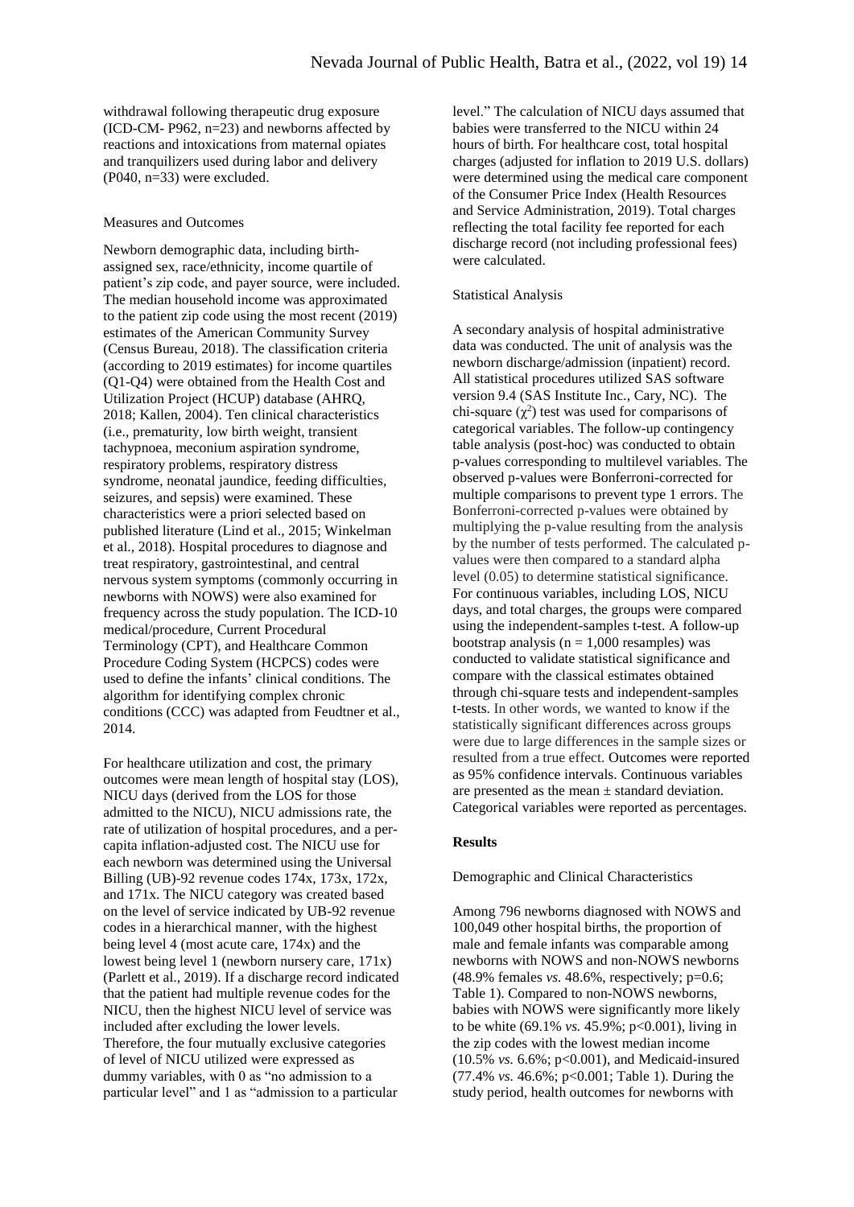withdrawal following therapeutic drug exposure (ICD-CM- P962, n=23) and newborns affected by reactions and intoxications from maternal opiates and tranquilizers used during labor and delivery (P040, n=33) were excluded.

### Measures and Outcomes

Newborn demographic data, including birth-assigned sex, race/ethnicity, income quartile of patient's zip code, and payer source, were included. The median household income was approximated to the patient zip code using the most recent (2019) estimates of the American Community Survey (Census Bureau, 2018). The classification criteria (according to 2019 estimates) for income quartiles (Q1-Q4) were obtained from the Health Cost and Utilization Project (HCUP) database (AHRQ, 2018; Kallen, 2004). Ten clinical characteristics (i.e., prematurity, low birth weight, transient tachypnoea, meconium aspiration syndrome, respiratory problems, respiratory distress syndrome, neonatal jaundice, feeding difficulties, seizures, and sepsis) were examined. These characteristics were a priori selected based on published literature (Lind et al., 2015; Winkelman et al., 2018). Hospital procedures to diagnose and treat respiratory, gastrointestinal, and central nervous system symptoms (commonly occurring in newborns with NOWS) were also examined for frequency across the study population. The ICD-10 medical/procedure, Current Procedural Terminology (CPT), and Healthcare Common Procedure Coding System (HCPCS) codes were used to define the infants' clinical conditions. The algorithm for identifying complex chronic conditions (CCC) was adapted from Feudtner et al., 2014.

For healthcare utilization and cost, the primary outcomes were mean length of hospital stay (LOS), NICU days (derived from the LOS for those admitted to the NICU), NICU admissions rate, the rate of utilization of hospital procedures, and a per-capita inflation-adjusted cost. The NICU use for each newborn was determined using the Universal Billing (UB)-92 revenue codes 174x, 173x, 172x, and 171x. The NICU category was created based on the level of service indicated by UB-92 revenue codes in a hierarchical manner, with the highest being level 4 (most acute care, 174x) and the lowest being level 1 (newborn nursery care, 171x) (Parlett et al., 2019). If a discharge record indicated that the patient had multiple revenue codes for the NICU, then the highest NICU level of service was included after excluding the lower levels. Therefore, the four mutually exclusive categories of level of NICU utilized were expressed as dummy variables, with 0 as "no admission to a particular level" and 1 as "admission to a particular level." The calculation of NICU days assumed that babies were transferred to the NICU within 24 hours of birth. For healthcare cost, total hospital charges (adjusted for inflation to 2019 U.S. dollars) were determined using the medical care component of the Consumer Price Index (Health Resources and Service Administration, 2019). Total charges reflecting the total facility fee reported for each discharge record (not including professional fees) were calculated.

### Statistical Analysis

A secondary analysis of hospital administrative data was conducted. The unit of analysis was the newborn discharge/admission (inpatient) record. All statistical procedures utilized SAS software version 9.4 (SAS Institute Inc., Cary, NC). The chi-square ($\chi^2$) test was used for comparisons of categorical variables. The follow-up contingency table analysis (post-hoc) was conducted to obtain p-values corresponding to multilevel variables. The observed p-values were Bonferroni-corrected for multiple comparisons to prevent type 1 errors. The Bonferroni-corrected p-values were obtained by multiplying the p-value resulting from the analysis by the number of tests performed. The calculated p-values were then compared to a standard alpha level (0.05) to determine statistical significance. For continuous variables, including LOS, NICU days, and total charges, the groups were compared using the independent-samples t-test. A follow-up bootstrap analysis ($n = 1{,}000$ resamples) was conducted to validate statistical significance and compare with the classical estimates obtained through chi-square tests and independent-samples t-tests. In other words, we wanted to know if the statistically significant differences across groups were due to large differences in the sample sizes or resulted from a true effect. Outcomes were reported as 95% confidence intervals. Continuous variables are presented as the mean ± standard deviation. Categorical variables were reported as percentages.

## Results

### Demographic and Clinical Characteristics

Among 796 newborns diagnosed with NOWS and 100,049 other hospital births, the proportion of male and female infants was comparable among newborns with NOWS and non-NOWS newborns (48.9% females *vs.* 48.6%, respectively; p=0.6; Table 1). Compared to non-NOWS newborns, babies with NOWS were significantly more likely to be white (69.1% *vs.* 45.9%; p<0.001), living in the zip codes with the lowest median income (10.5% *vs.* 6.6%; p<0.001), and Medicaid-insured (77.4% *vs.* 46.6%; p<0.001; Table 1). During the study period, health outcomes for newborns with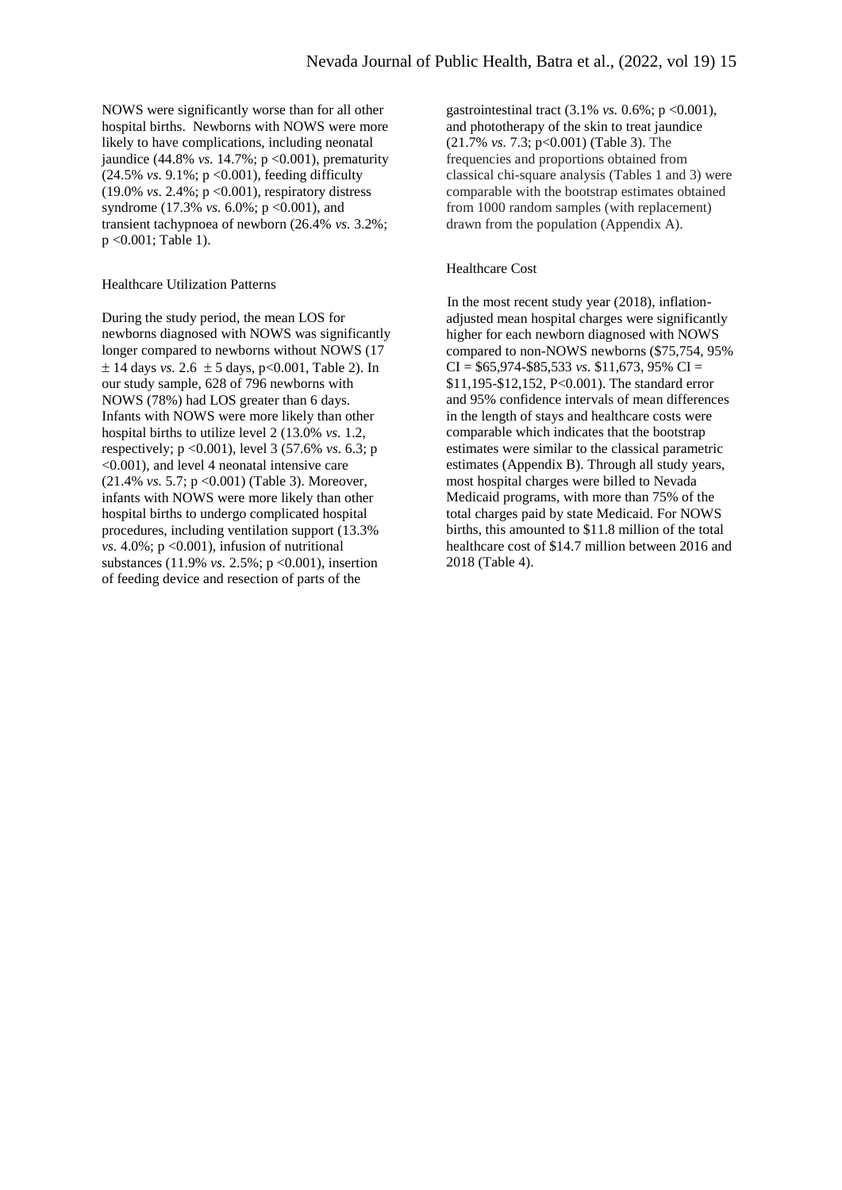NOWS were significantly worse than for all other hospital births. Newborns with NOWS were more likely to have complications, including neonatal jaundice (44.8% *vs.* 14.7%; p <0.001), prematurity (24.5% *vs.* 9.1%; p <0.001), feeding difficulty (19.0% *vs.* 2.4%; p <0.001), respiratory distress syndrome (17.3% *vs.* 6.0%; p <0.001), and transient tachypnoea of newborn (26.4% *vs.* 3.2%; p <0.001; Table 1).

## Healthcare Utilization Patterns

During the study period, the mean LOS for newborns diagnosed with NOWS was significantly longer compared to newborns without NOWS (17 $\pm$ 14 days *vs.* 2.6 $\pm$ 5 days, p<0.001, Table 2). In our study sample, 628 of 796 newborns with NOWS (78%) had LOS greater than 6 days. Infants with NOWS were more likely than other hospital births to utilize level 2 (13.0% *vs.* 1.2, respectively; p <0.001), level 3 (57.6% *vs.* 6.3; p <0.001), and level 4 neonatal intensive care (21.4% *vs.* 5.7; p <0.001) (Table 3). Moreover, infants with NOWS were more likely than other hospital births to undergo complicated hospital procedures, including ventilation support (13.3% *vs.* 4.0%; p <0.001), infusion of nutritional substances (11.9% *vs.* 2.5%; p <0.001), insertion of feeding device and resection of parts of the gastrointestinal tract (3.1% *vs.* 0.6%; p <0.001), and phototherapy of the skin to treat jaundice (21.7% *vs.* 7.3; p<0.001) (Table 3). The frequencies and proportions obtained from classical chi-square analysis (Tables 1 and 3) were comparable with the bootstrap estimates obtained from 1000 random samples (with replacement) drawn from the population (Appendix A).

## Healthcare Cost

In the most recent study year (2018), inflation-adjusted mean hospital charges were significantly higher for each newborn diagnosed with NOWS compared to non-NOWS newborns (\$75,754, 95% CI = \$65,974-\$85,533 *vs.* \$11,673, 95% CI = \$11,195-\$12,152, P<0.001). The standard error and 95% confidence intervals of mean differences in the length of stays and healthcare costs were comparable which indicates that the bootstrap estimates were similar to the classical parametric estimates (Appendix B). Through all study years, most hospital charges were billed to Nevada Medicaid programs, with more than 75% of the total charges paid by state Medicaid. For NOWS births, this amounted to \$11.8 million of the total healthcare cost of \$14.7 million between 2016 and 2018 (Table 4).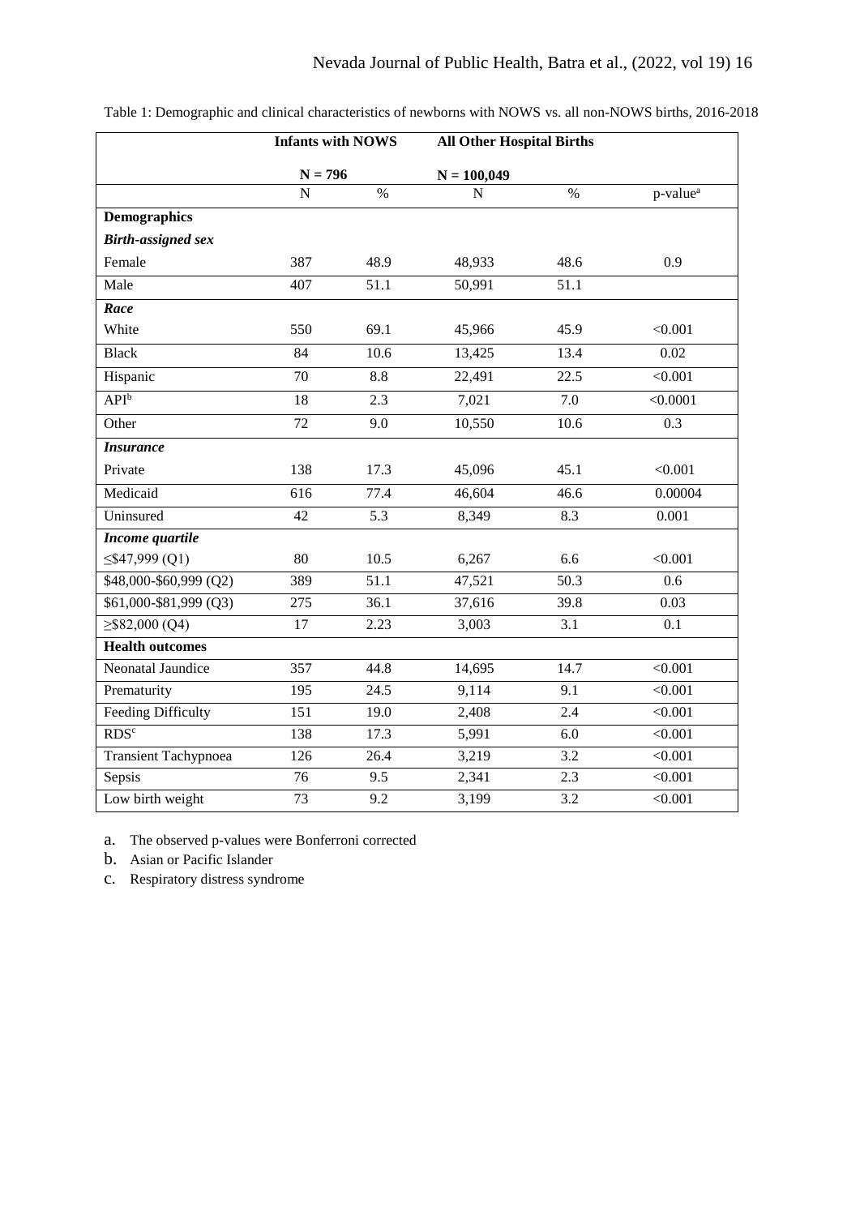Table 1: Demographic and clinical characteristics of newborns with NOWS vs. all non-NOWS births, 2016-2018

| | Infants with NOWS | | All Other Hospital Births | | |
|---|---|---|---|---|---|
| | N = 796 | | N = 100,049 | | |
| | N | % | N | % | p-value[a] |
| **Demographics** | | | | | |
| ***Birth-assigned sex*** | | | | | |
| Female | 387 | 48.9 | 48,933 | 48.6 | 0.9 |
| Male | 407 | 51.1 | 50,991 | 51.1 | |
| ***Race*** | | | | | |
| White | 550 | 69.1 | 45,966 | 45.9 | <0.001 |
| Black | 84 | 10.6 | 13,425 | 13.4 | 0.02 |
| Hispanic | 70 | 8.8 | 22,491 | 22.5 | <0.001 |
| API[b] | 18 | 2.3 | 7,021 | 7.0 | <0.0001 |
| Other | 72 | 9.0 | 10,550 | 10.6 | 0.3 |
| ***Insurance*** | | | | | |
| Private | 138 | 17.3 | 45,096 | 45.1 | <0.001 |
| Medicaid | 616 | 77.4 | 46,604 | 46.6 | 0.00004 |
| Uninsured | 42 | 5.3 | 8,349 | 8.3 | 0.001 |
| ***Income quartile*** | | | | | |
| ≤$47,999 (Q1) | 80 | 10.5 | 6,267 | 6.6 | <0.001 |
| $48,000-$60,999 (Q2) | 389 | 51.1 | 47,521 | 50.3 | 0.6 |
| $61,000-$81,999 (Q3) | 275 | 36.1 | 37,616 | 39.8 | 0.03 |
| ≥$82,000 (Q4) | 17 | 2.23 | 3,003 | 3.1 | 0.1 |
| **Health outcomes** | | | | | |
| Neonatal Jaundice | 357 | 44.8 | 14,695 | 14.7 | <0.001 |
| Prematurity | 195 | 24.5 | 9,114 | 9.1 | <0.001 |
| Feeding Difficulty | 151 | 19.0 | 2,408 | 2.4 | <0.001 |
| RDS[c] | 138 | 17.3 | 5,991 | 6.0 | <0.001 |
| Transient Tachypnoea | 126 | 26.4 | 3,219 | 3.2 | <0.001 |
| Sepsis | 76 | 9.5 | 2,341 | 2.3 | <0.001 |
| Low birth weight | 73 | 9.2 | 3,199 | 3.2 | <0.001 |

a. The observed p-values were Bonferroni corrected

b. Asian or Pacific Islander

c. Respiratory distress syndrome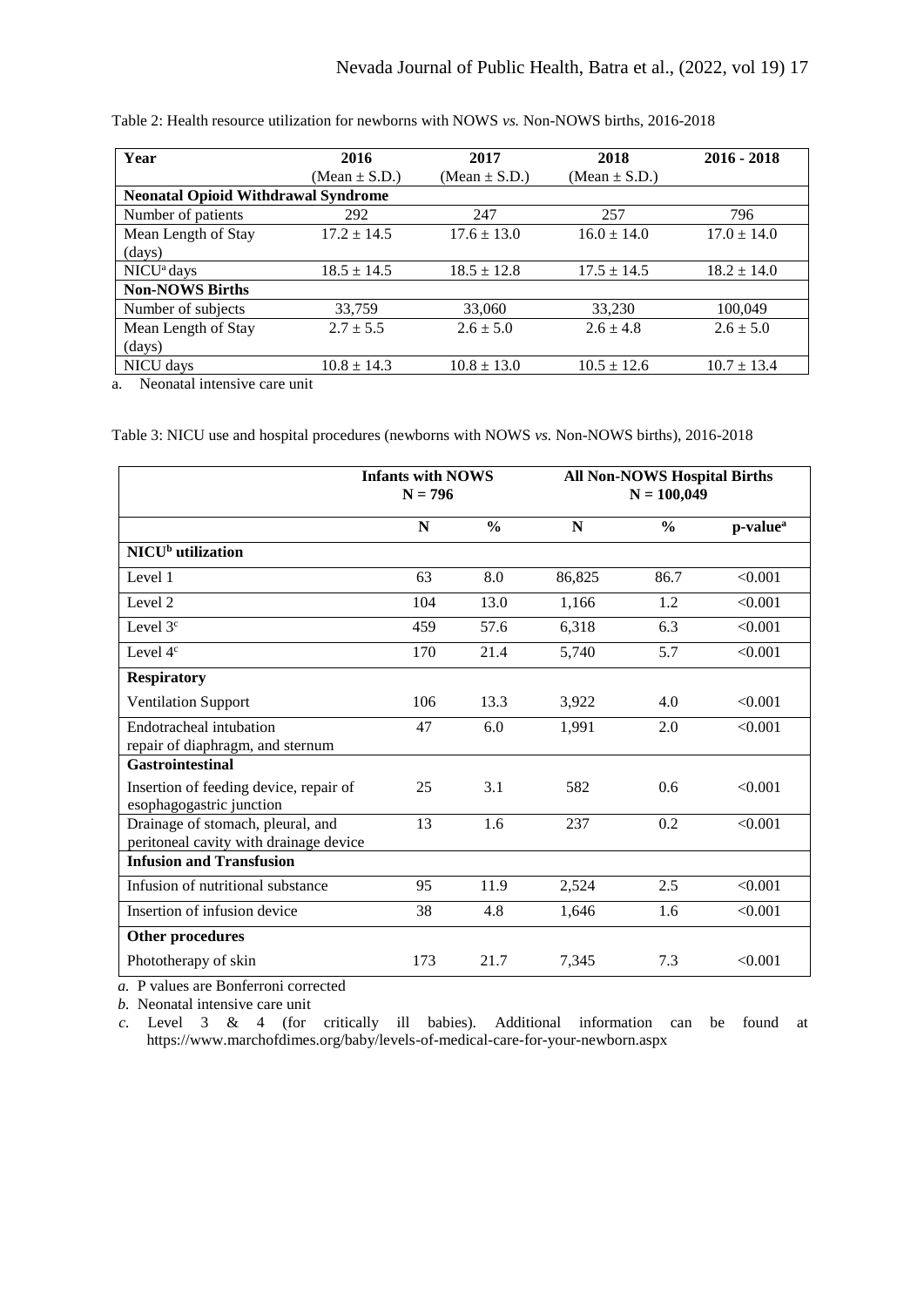Table 2: Health resource utilization for newborns with NOWS *vs.* Non-NOWS births, 2016-2018

| Year | 2016 (Mean ± S.D.) | 2017 (Mean ± S.D.) | 2018 (Mean ± S.D.) | 2016 - 2018 |
|---|---|---|---|---|
| **Neonatal Opioid Withdrawal Syndrome** | | | | |
| Number of patients | 292 | 247 | 257 | 796 |
| Mean Length of Stay (days) | 17.2 ± 14.5 | 17.6 ± 13.0 | 16.0 ± 14.0 | 17.0 ± 14.0 |
| NICU[a] days | 18.5 ± 14.5 | 18.5 ± 12.8 | 17.5 ± 14.5 | 18.2 ± 14.0 |
| **Non-NOWS Births** | | | | |
| Number of subjects | 33,759 | 33,060 | 33,230 | 100,049 |
| Mean Length of Stay (days) | 2.7 ± 5.5 | 2.6 ± 5.0 | 2.6 ± 4.8 | 2.6 ± 5.0 |
| NICU days | 10.8 ± 14.3 | 10.8 ± 13.0 | 10.5 ± 12.6 | 10.7 ± 13.4 |

a. Neonatal intensive care unit

Table 3: NICU use and hospital procedures (newborns with NOWS *vs.* Non-NOWS births), 2016-2018

| | **Infants with NOWS N = 796** | | **All Non-NOWS Hospital Births N = 100,049** | | |
|---|---|---|---|---|---|
| | **N** | **%** | **N** | **%** | **p-value[a]** |
| **NICU[b] utilization** | | | | | |
| Level 1 | 63 | 8.0 | 86,825 | 86.7 | <0.001 |
| Level 2 | 104 | 13.0 | 1,166 | 1.2 | <0.001 |
| Level 3[c] | 459 | 57.6 | 6,318 | 6.3 | <0.001 |
| Level 4[c] | 170 | 21.4 | 5,740 | 5.7 | <0.001 |
| **Respiratory** | | | | | |
| Ventilation Support | 106 | 13.3 | 3,922 | 4.0 | <0.001 |
| Endotracheal intubation repair of diaphragm, and sternum | 47 | 6.0 | 1,991 | 2.0 | <0.001 |
| **Gastrointestinal** | | | | | |
| Insertion of feeding device, repair of esophagogastric junction | 25 | 3.1 | 582 | 0.6 | <0.001 |
| Drainage of stomach, pleural, and peritoneal cavity with drainage device | 13 | 1.6 | 237 | 0.2 | <0.001 |
| **Infusion and Transfusion** | | | | | |
| Infusion of nutritional substance | 95 | 11.9 | 2,524 | 2.5 | <0.001 |
| Insertion of infusion device | 38 | 4.8 | 1,646 | 1.6 | <0.001 |
| **Other procedures** | | | | | |
| Phototherapy of skin | 173 | 21.7 | 7,345 | 7.3 | <0.001 |

*a.* P values are Bonferroni corrected

*b.* Neonatal intensive care unit

*c.* Level 3 & 4 (for critically ill babies). Additional information can be found at https://www.marchofdimes.org/baby/levels-of-medical-care-for-your-newborn.aspx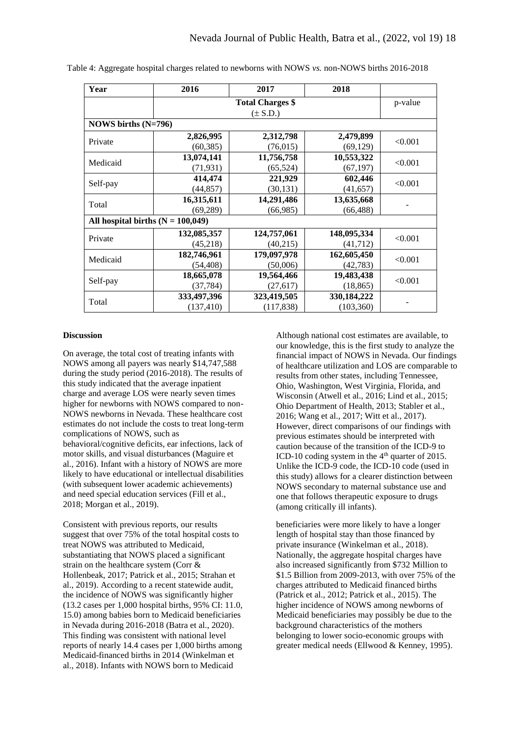Table 4: Aggregate hospital charges related to newborns with NOWS *vs.* non-NOWS births 2016-2018

| Year | 2016 | 2017 | 2018 | |
|---|---|---|---|---|
| | Total Charges $ (± S.D.) | | | p-value |
| **NOWS births (N=796)** | | | | |
| Private | **2,826,995** (60,385) | **2,312,798** (76,015) | **2,479,899** (69,129) | <0.001 |
| Medicaid | **13,074,141** (71,931) | **11,756,758** (65,524) | **10,553,322** (67,197) | <0.001 |
| Self-pay | **414,474** (44,857) | **221,929** (30,131) | **602,446** (41,657) | <0.001 |
| Total | **16,315,611** (69,289) | **14,291,486** (66,985) | **13,635,668** (66,488) | - |
| **All hospital births (N = 100,049)** | | | | |
| Private | **132,085,357** (45,218) | **124,757,061** (40,215) | **148,095,334** (41,712) | <0.001 |
| Medicaid | **182,746,961** (54,408) | **179,097,978** (50,006) | **162,605,450** (42,783) | <0.001 |
| Self-pay | **18,665,078** (37,784) | **19,564,466** (27,617) | **19,483,438** (18,865) | <0.001 |
| Total | **333,497,396** (137,410) | **323,419,505** (117,838) | **330,184,222** (103,360) | - |

**Discussion**

On average, the total cost of treating infants with NOWS among all payers was nearly $14,747,588 during the study period (2016-2018). The results of this study indicated that the average inpatient charge and average LOS were nearly seven times higher for newborns with NOWS compared to non-NOWS newborns in Nevada. These healthcare cost estimates do not include the costs to treat long-term complications of NOWS, such as behavioral/cognitive deficits, ear infections, lack of motor skills, and visual disturbances (Maguire et al., 2016). Infant with a history of NOWS are more likely to have educational or intellectual disabilities (with subsequent lower academic achievements) and need special education services (Fill et al., 2018; Morgan et al., 2019).

Consistent with previous reports, our results suggest that over 75% of the total hospital costs to treat NOWS was attributed to Medicaid, substantiating that NOWS placed a significant strain on the healthcare system (Corr & Hollenbeak, 2017; Patrick et al., 2015; Strahan et al., 2019). According to a recent statewide audit, the incidence of NOWS was significantly higher (13.2 cases per 1,000 hospital births, 95% CI: 11.0, 15.0) among babies born to Medicaid beneficiaries in Nevada during 2016-2018 (Batra et al., 2020). This finding was consistent with national level reports of nearly 14.4 cases per 1,000 births among Medicaid-financed births in 2014 (Winkelman et al., 2018). Infants with NOWS born to Medicaid beneficiaries were more likely to have a longer length of hospital stay than those financed by private insurance (Winkelman et al., 2018). Nationally, the aggregate hospital charges have also increased significantly from $732 Million to $1.5 Billion from 2009-2013, with over 75% of the charges attributed to Medicaid financed births (Patrick et al., 2012; Patrick et al., 2015). The higher incidence of NOWS among newborns of Medicaid beneficiaries may possibly be due to the background characteristics of the mothers belonging to lower socio-economic groups with greater medical needs (Ellwood & Kenney, 1995).

Although national cost estimates are available, to our knowledge, this is the first study to analyze the financial impact of NOWS in Nevada. Our findings of healthcare utilization and LOS are comparable to results from other states, including Tennessee, Ohio, Washington, West Virginia, Florida, and Wisconsin (Atwell et al., 2016; Lind et al., 2015; Ohio Department of Health, 2013; Stabler et al., 2016; Wang et al., 2017; Witt et al., 2017). However, direct comparisons of our findings with previous estimates should be interpreted with caution because of the transition of the ICD-9 to ICD-10 coding system in the 4th quarter of 2015. Unlike the ICD-9 code, the ICD-10 code (used in this study) allows for a clearer distinction between NOWS secondary to maternal substance use and one that follows therapeutic exposure to drugs (among critically ill infants).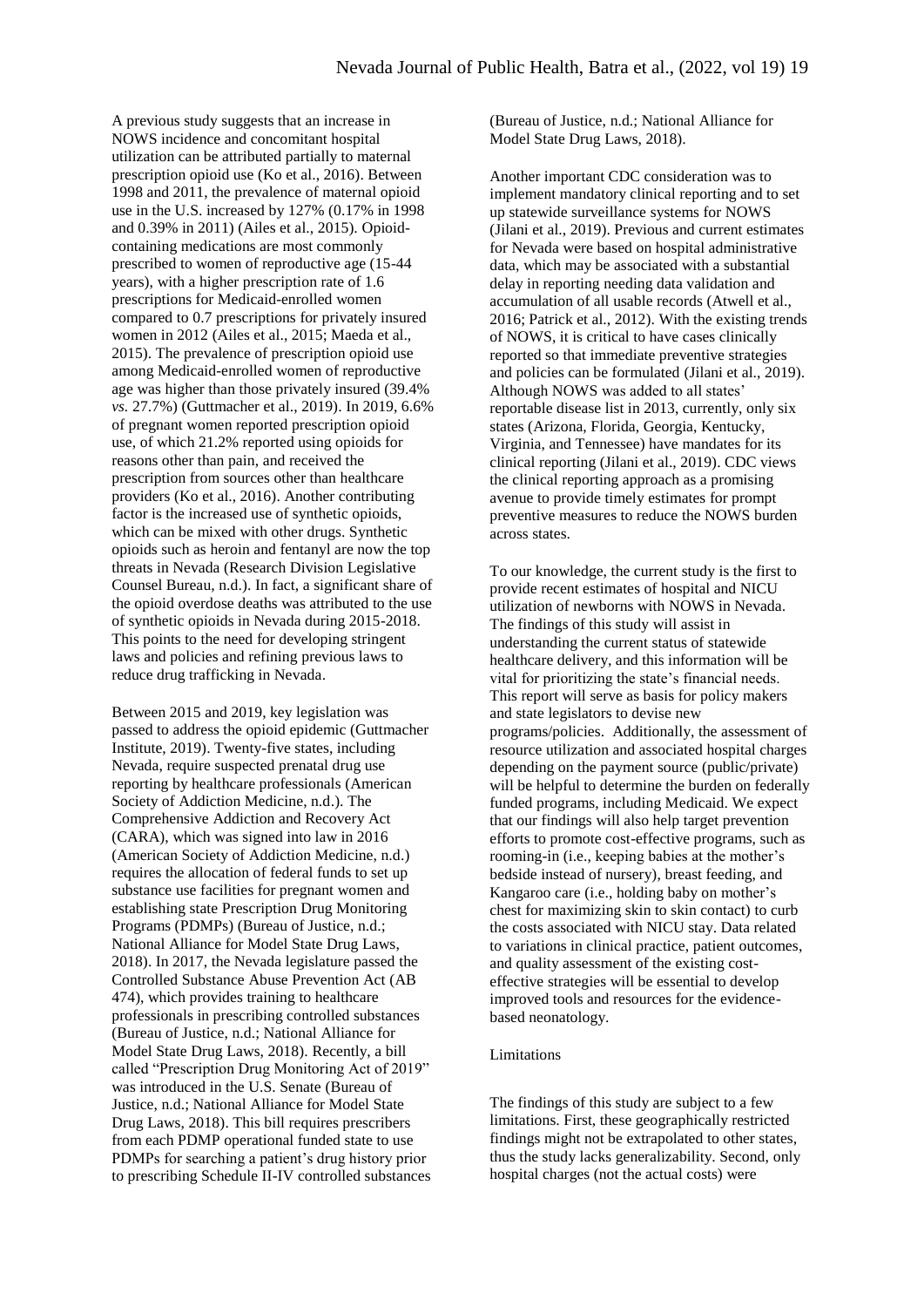A previous study suggests that an increase in NOWS incidence and concomitant hospital utilization can be attributed partially to maternal prescription opioid use (Ko et al., 2016). Between 1998 and 2011, the prevalence of maternal opioid use in the U.S. increased by 127% (0.17% in 1998 and 0.39% in 2011) (Ailes et al., 2015). Opioid-containing medications are most commonly prescribed to women of reproductive age (15-44 years), with a higher prescription rate of 1.6 prescriptions for Medicaid-enrolled women compared to 0.7 prescriptions for privately insured women in 2012 (Ailes et al., 2015; Maeda et al., 2015). The prevalence of prescription opioid use among Medicaid-enrolled women of reproductive age was higher than those privately insured (39.4% *vs.* 27.7%) (Guttmacher et al., 2019). In 2019, 6.6% of pregnant women reported prescription opioid use, of which 21.2% reported using opioids for reasons other than pain, and received the prescription from sources other than healthcare providers (Ko et al., 2016). Another contributing factor is the increased use of synthetic opioids, which can be mixed with other drugs. Synthetic opioids such as heroin and fentanyl are now the top threats in Nevada (Research Division Legislative Counsel Bureau, n.d.). In fact, a significant share of the opioid overdose deaths was attributed to the use of synthetic opioids in Nevada during 2015-2018. This points to the need for developing stringent laws and policies and refining previous laws to reduce drug trafficking in Nevada.

Between 2015 and 2019, key legislation was passed to address the opioid epidemic (Guttmacher Institute, 2019). Twenty-five states, including Nevada, require suspected prenatal drug use reporting by healthcare professionals (American Society of Addiction Medicine, n.d.). The Comprehensive Addiction and Recovery Act (CARA), which was signed into law in 2016 (American Society of Addiction Medicine, n.d.) requires the allocation of federal funds to set up substance use facilities for pregnant women and establishing state Prescription Drug Monitoring Programs (PDMPs) (Bureau of Justice, n.d.; National Alliance for Model State Drug Laws, 2018). In 2017, the Nevada legislature passed the Controlled Substance Abuse Prevention Act (AB 474), which provides training to healthcare professionals in prescribing controlled substances (Bureau of Justice, n.d.; National Alliance for Model State Drug Laws, 2018). Recently, a bill called "Prescription Drug Monitoring Act of 2019" was introduced in the U.S. Senate (Bureau of Justice, n.d.; National Alliance for Model State Drug Laws, 2018). This bill requires prescribers from each PDMP operational funded state to use PDMPs for searching a patient's drug history prior to prescribing Schedule II-IV controlled substances (Bureau of Justice, n.d.; National Alliance for Model State Drug Laws, 2018).

Another important CDC consideration was to implement mandatory clinical reporting and to set up statewide surveillance systems for NOWS (Jilani et al., 2019). Previous and current estimates for Nevada were based on hospital administrative data, which may be associated with a substantial delay in reporting needing data validation and accumulation of all usable records (Atwell et al., 2016; Patrick et al., 2012). With the existing trends of NOWS, it is critical to have cases clinically reported so that immediate preventive strategies and policies can be formulated (Jilani et al., 2019). Although NOWS was added to all states' reportable disease list in 2013, currently, only six states (Arizona, Florida, Georgia, Kentucky, Virginia, and Tennessee) have mandates for its clinical reporting (Jilani et al., 2019). CDC views the clinical reporting approach as a promising avenue to provide timely estimates for prompt preventive measures to reduce the NOWS burden across states.

To our knowledge, the current study is the first to provide recent estimates of hospital and NICU utilization of newborns with NOWS in Nevada. The findings of this study will assist in understanding the current status of statewide healthcare delivery, and this information will be vital for prioritizing the state's financial needs. This report will serve as basis for policy makers and state legislators to devise new programs/policies. Additionally, the assessment of resource utilization and associated hospital charges depending on the payment source (public/private) will be helpful to determine the burden on federally funded programs, including Medicaid. We expect that our findings will also help target prevention efforts to promote cost-effective programs, such as rooming-in (i.e., keeping babies at the mother's bedside instead of nursery), breast feeding, and Kangaroo care (i.e., holding baby on mother's chest for maximizing skin to skin contact) to curb the costs associated with NICU stay. Data related to variations in clinical practice, patient outcomes, and quality assessment of the existing cost-effective strategies will be essential to develop improved tools and resources for the evidence-based neonatology.

Limitations

The findings of this study are subject to a few limitations. First, these geographically restricted findings might not be extrapolated to other states, thus the study lacks generalizability. Second, only hospital charges (not the actual costs) were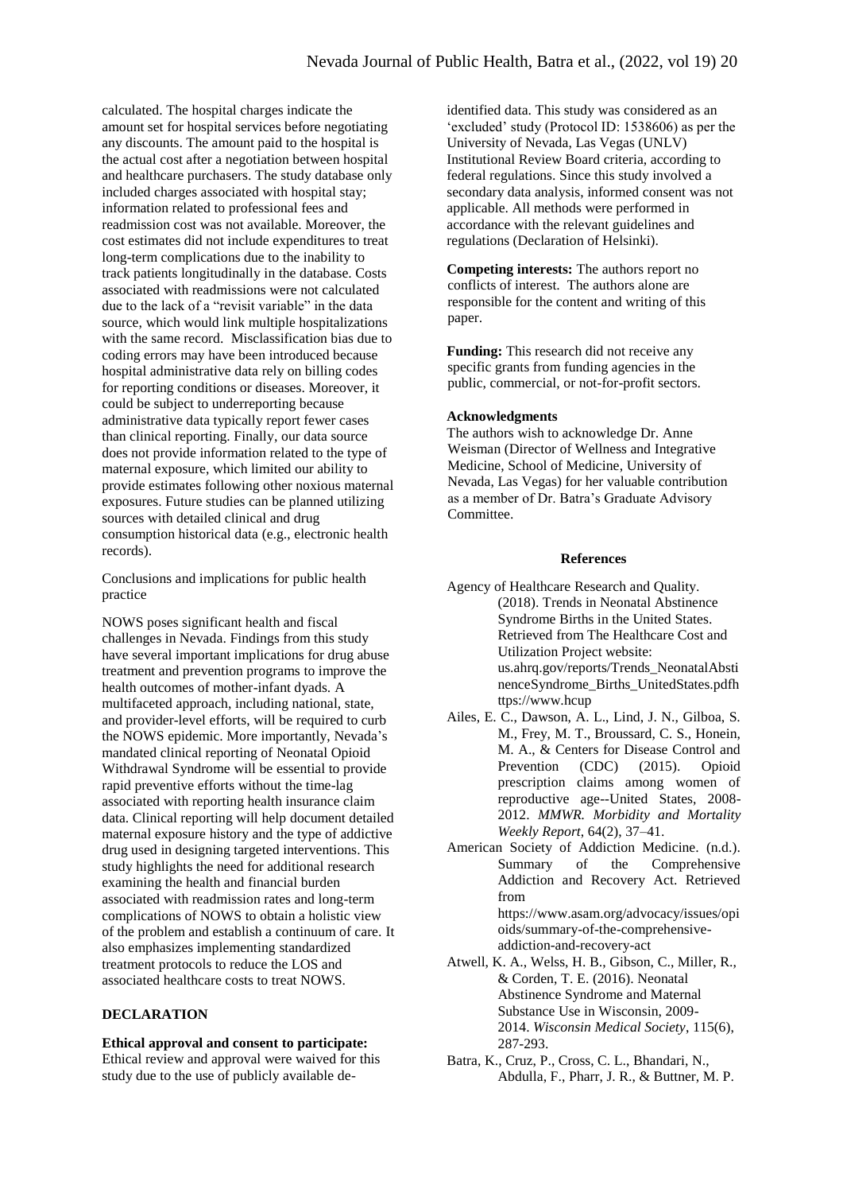calculated. The hospital charges indicate the amount set for hospital services before negotiating any discounts. The amount paid to the hospital is the actual cost after a negotiation between hospital and healthcare purchasers. The study database only included charges associated with hospital stay; information related to professional fees and readmission cost was not available. Moreover, the cost estimates did not include expenditures to treat long-term complications due to the inability to track patients longitudinally in the database. Costs associated with readmissions were not calculated due to the lack of a "revisit variable" in the data source, which would link multiple hospitalizations with the same record. Misclassification bias due to coding errors may have been introduced because hospital administrative data rely on billing codes for reporting conditions or diseases. Moreover, it could be subject to underreporting because administrative data typically report fewer cases than clinical reporting. Finally, our data source does not provide information related to the type of maternal exposure, which limited our ability to provide estimates following other noxious maternal exposures. Future studies can be planned utilizing sources with detailed clinical and drug consumption historical data (e.g., electronic health records).

Conclusions and implications for public health practice

NOWS poses significant health and fiscal challenges in Nevada. Findings from this study have several important implications for drug abuse treatment and prevention programs to improve the health outcomes of mother-infant dyads. A multifaceted approach, including national, state, and provider-level efforts, will be required to curb the NOWS epidemic. More importantly, Nevada's mandated clinical reporting of Neonatal Opioid Withdrawal Syndrome will be essential to provide rapid preventive efforts without the time-lag associated with reporting health insurance claim data. Clinical reporting will help document detailed maternal exposure history and the type of addictive drug used in designing targeted interventions. This study highlights the need for additional research examining the health and financial burden associated with readmission rates and long-term complications of NOWS to obtain a holistic view of the problem and establish a continuum of care. It also emphasizes implementing standardized treatment protocols to reduce the LOS and associated healthcare costs to treat NOWS.

## DECLARATION

**Ethical approval and consent to participate:** Ethical review and approval were waived for this study due to the use of publicly available de-identified data. This study was considered as an 'excluded' study (Protocol ID: 1538606) as per the University of Nevada, Las Vegas (UNLV) Institutional Review Board criteria, according to federal regulations. Since this study involved a secondary data analysis, informed consent was not applicable. All methods were performed in accordance with the relevant guidelines and regulations (Declaration of Helsinki).

**Competing interests:** The authors report no conflicts of interest. The authors alone are responsible for the content and writing of this paper.

**Funding:** This research did not receive any specific grants from funding agencies in the public, commercial, or not-for-profit sectors.

**Acknowledgments**

The authors wish to acknowledge Dr. Anne Weisman (Director of Wellness and Integrative Medicine, School of Medicine, University of Nevada, Las Vegas) for her valuable contribution as a member of Dr. Batra's Graduate Advisory Committee.

**References**

Agency of Healthcare Research and Quality. (2018). Trends in Neonatal Abstinence Syndrome Births in the United States. Retrieved from The Healthcare Cost and Utilization Project website: us.ahrq.gov/reports/Trends_NeonatalAbstinenceSyndrome_Births_UnitedStates.pdfhttps://www.hcup

Ailes, E. C., Dawson, A. L., Lind, J. N., Gilboa, S. M., Frey, M. T., Broussard, C. S., Honein, M. A., & Centers for Disease Control and Prevention (CDC) (2015). Opioid prescription claims among women of reproductive age--United States, 2008-2012. *MMWR. Morbidity and Mortality Weekly Report*, 64(2), 37–41.

American Society of Addiction Medicine. (n.d.). Summary of the Comprehensive Addiction and Recovery Act. Retrieved from https://www.asam.org/advocacy/issues/opioids/summary-of-the-comprehensive-addiction-and-recovery-act

Atwell, K. A., Welss, H. B., Gibson, C., Miller, R., & Corden, T. E. (2016). Neonatal Abstinence Syndrome and Maternal Substance Use in Wisconsin, 2009-2014. *Wisconsin Medical Society*, 115(6), 287-293.

Batra, K., Cruz, P., Cross, C. L., Bhandari, N., Abdulla, F., Pharr, J. R., & Buttner, M. P.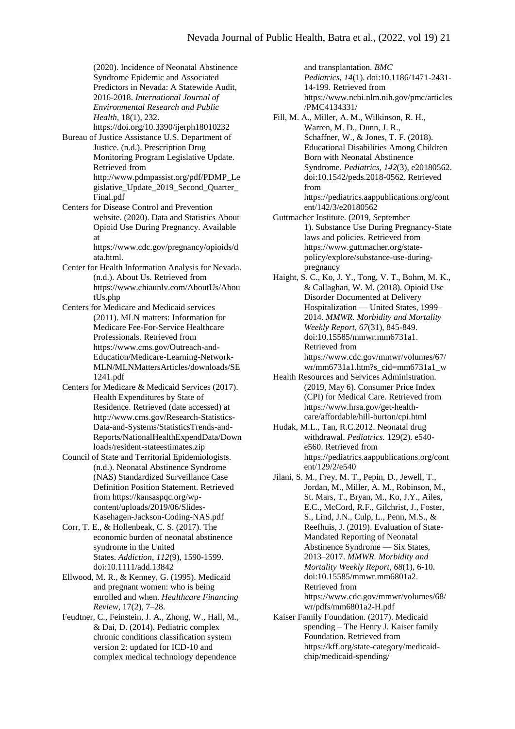(2020). Incidence of Neonatal Abstinence Syndrome Epidemic and Associated Predictors in Nevada: A Statewide Audit, 2016-2018. *International Journal of Environmental Research and Public Health*, 18(1), 232. https://doi.org/10.3390/ijerph18010232

Bureau of Justice Assistance U.S. Department of Justice. (n.d.). Prescription Drug Monitoring Program Legislative Update. Retrieved from http://www.pdmpassist.org/pdf/PDMP_Legislative_Update_2019_Second_Quarter_Final.pdf

Centers for Disease Control and Prevention website. (2020). Data and Statistics About Opioid Use During Pregnancy. Available at https://www.cdc.gov/pregnancy/opioids/data.html.

Center for Health Information Analysis for Nevada. (n.d.). About Us. Retrieved from https://www.chiaunlv.com/AboutUs/AboutUs.php

Centers for Medicare and Medicaid services (2011). MLN matters: Information for Medicare Fee-For-Service Healthcare Professionals. Retrieved from https://www.cms.gov/Outreach-and-Education/Medicare-Learning-Network-MLN/MLNMattersArticles/downloads/SE1241.pdf

Centers for Medicare & Medicaid Services (2017). Health Expenditures by State of Residence. Retrieved (date accessed) at http://www.cms.gov/Research-Statistics-Data-and-Systems/StatisticsTrends-and-Reports/NationalHealthExpendData/Downloads/resident-stateestimates.zip

Council of State and Territorial Epidemiologists. (n.d.). Neonatal Abstinence Syndrome (NAS) Standardized Surveillance Case Definition Position Statement. Retrieved from https://kansaspqc.org/wp-content/uploads/2019/06/Slides-Kasehagen-Jackson-Coding-NAS.pdf

Corr, T. E., & Hollenbeak, C. S. (2017). The economic burden of neonatal abstinence syndrome in the United States. *Addiction*, *112*(9), 1590-1599. doi:10.1111/add.13842

Ellwood, M. R., & Kenney, G. (1995). Medicaid and pregnant women: who is being enrolled and when. *Healthcare Financing Review*, 17(2), 7–28.

Feudtner, C., Feinstein, J. A., Zhong, W., Hall, M., & Dai, D. (2014). Pediatric complex chronic conditions classification system version 2: updated for ICD-10 and complex medical technology dependence and transplantation. *BMC Pediatrics*, *14*(1). doi:10.1186/1471-2431-14-199. Retrieved from https://www.ncbi.nlm.nih.gov/pmc/articles/PMC4134331/

Fill, M. A., Miller, A. M., Wilkinson, R. H., Warren, M. D., Dunn, J. R., Schaffner, W., & Jones, T. F. (2018). Educational Disabilities Among Children Born with Neonatal Abstinence Syndrome. *Pediatrics*, *142*(3), e20180562. doi:10.1542/peds.2018-0562. Retrieved from https://pediatrics.aappublications.org/content/142/3/e20180562

Guttmacher Institute. (2019, September 1). Substance Use During Pregnancy-State laws and policies. Retrieved from https://www.guttmacher.org/state-policy/explore/substance-use-during-pregnancy

Haight, S. C., Ko, J. Y., Tong, V. T., Bohm, M. K., & Callaghan, W. M. (2018). Opioid Use Disorder Documented at Delivery Hospitalization — United States, 1999–2014. *MMWR. Morbidity and Mortality Weekly Report*, *67*(31), 845-849. doi:10.15585/mmwr.mm6731a1. Retrieved from https://www.cdc.gov/mmwr/volumes/67/wr/mm6731a1.htm?s_cid=mm6731a1_w

Health Resources and Services Administration. (2019, May 6). Consumer Price Index (CPI) for Medical Care. Retrieved from https://www.hrsa.gov/get-health-care/affordable/hill-burton/cpi.html

Hudak, M.L., Tan, R.C.2012. Neonatal drug withdrawal. *Pediatrics.* 129(2). e540-e560. Retrieved from https://pediatrics.aappublications.org/content/129/2/e540

Jilani, S. M., Frey, M. T., Pepin, D., Jewell, T., Jordan, M., Miller, A. M., Robinson, M., St. Mars, T., Bryan, M., Ko, J.Y., Ailes, E.C., McCord, R.F., Gilchrist, J., Foster, S., Lind, J.N., Culp, L., Penn, M.S., & Reefhuis, J. (2019). Evaluation of State-Mandated Reporting of Neonatal Abstinence Syndrome — Six States, 2013–2017. *MMWR. Morbidity and Mortality Weekly Report*, *68*(1), 6-10. doi:10.15585/mmwr.mm6801a2. Retrieved from https://www.cdc.gov/mmwr/volumes/68/wr/pdfs/mm6801a2-H.pdf

Kaiser Family Foundation. (2017). Medicaid spending – The Henry J. Kaiser family Foundation. Retrieved from https://kff.org/state-category/medicaid-chip/medicaid-spending/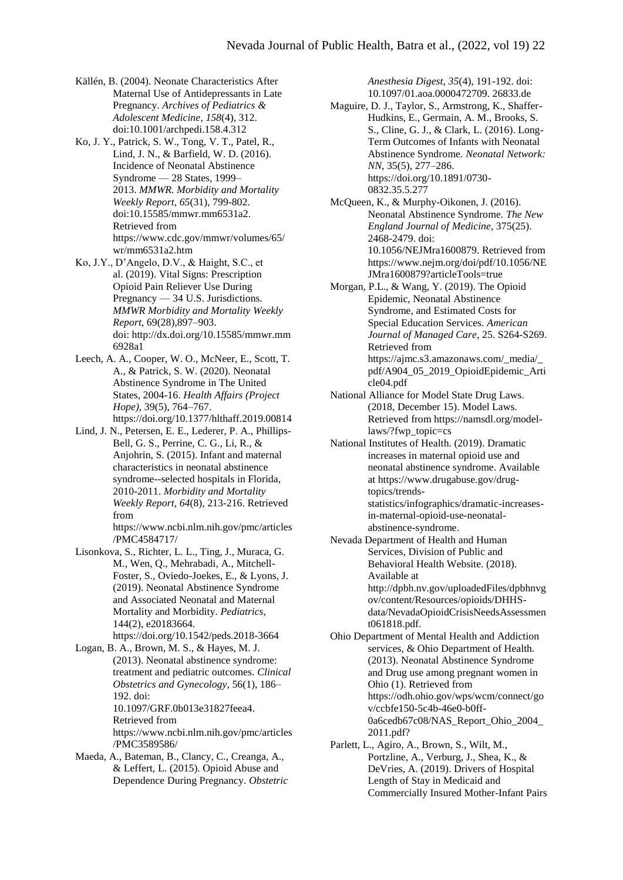Källén, B. (2004). Neonate Characteristics After Maternal Use of Antidepressants in Late Pregnancy. *Archives of Pediatrics & Adolescent Medicine*, *158*(4), 312. doi:10.1001/archpedi.158.4.312

Ko, J. Y., Patrick, S. W., Tong, V. T., Patel, R., Lind, J. N., & Barfield, W. D. (2016). Incidence of Neonatal Abstinence Syndrome — 28 States, 1999–2013. *MMWR. Morbidity and Mortality Weekly Report*, *65*(31), 799-802. doi:10.15585/mmwr.mm6531a2. Retrieved from https://www.cdc.gov/mmwr/volumes/65/wr/mm6531a2.htm

Ko, J.Y., D'Angelo, D.V., & Haight, S.C., et al. (2019). Vital Signs: Prescription Opioid Pain Reliever Use During Pregnancy — 34 U.S. Jurisdictions. *MMWR Morbidity and Mortality Weekly Report*, 69(28),897–903. doi: http://dx.doi.org/10.15585/mmwr.mm6928a1

Leech, A. A., Cooper, W. O., McNeer, E., Scott, T. A., & Patrick, S. W. (2020). Neonatal Abstinence Syndrome in The United States, 2004-16. *Health Affairs (Project Hope)*, 39(5), 764–767. https://doi.org/10.1377/hlthaff.2019.00814

Lind, J. N., Petersen, E. E., Lederer, P. A., Phillips-Bell, G. S., Perrine, C. G., Li, R., & Anjohrin, S. (2015). Infant and maternal characteristics in neonatal abstinence syndrome--selected hospitals in Florida, 2010-2011. *Morbidity and Mortality Weekly Report*, *64*(8), 213-216. Retrieved from https://www.ncbi.nlm.nih.gov/pmc/articles/PMC4584717/

Lisonkova, S., Richter, L. L., Ting, J., Muraca, G. M., Wen, Q., Mehrabadi, A., Mitchell-Foster, S., Oviedo-Joekes, E., & Lyons, J. (2019). Neonatal Abstinence Syndrome and Associated Neonatal and Maternal Mortality and Morbidity. *Pediatrics*, 144(2), e20183664. https://doi.org/10.1542/peds.2018-3664

Logan, B. A., Brown, M. S., & Hayes, M. J. (2013). Neonatal abstinence syndrome: treatment and pediatric outcomes. *Clinical Obstetrics and Gynecology*, 56(1), 186–192. doi: 10.1097/GRF.0b013e31827feea4. Retrieved from https://www.ncbi.nlm.nih.gov/pmc/articles/PMC3589586/

Maeda, A., Bateman, B., Clancy, C., Creanga, A., & Leffert, L. (2015). Opioid Abuse and Dependence During Pregnancy. *Obstetric Anesthesia Digest*, *35*(4), 191-192. doi: 10.1097/01.aoa.0000472709. 26833.de

Maguire, D. J., Taylor, S., Armstrong, K., Shaffer-Hudkins, E., Germain, A. M., Brooks, S. S., Cline, G. J., & Clark, L. (2016). Long-Term Outcomes of Infants with Neonatal Abstinence Syndrome. *Neonatal Network: NN*, 35(5), 277–286. https://doi.org/10.1891/0730-0832.35.5.277

McQueen, K., & Murphy-Oikonen, J. (2016). Neonatal Abstinence Syndrome. *The New England Journal of Medicine*, 375(25). 2468-2479. doi: 10.1056/NEJMra1600879. Retrieved from https://www.nejm.org/doi/pdf/10.1056/NEJMra1600879?articleTools=true

Morgan, P.L., & Wang, Y. (2019). The Opioid Epidemic, Neonatal Abstinence Syndrome, and Estimated Costs for Special Education Services. *American Journal of Managed Care*, 25. S264-S269. Retrieved from https://ajmc.s3.amazonaws.com/_media/_pdf/A904_05_2019_OpioidEpidemic_Article04.pdf

National Alliance for Model State Drug Laws. (2018, December 15). Model Laws. Retrieved from https://namsdl.org/model-laws/?fwp_topic=cs

National Institutes of Health. (2019). Dramatic increases in maternal opioid use and neonatal abstinence syndrome. Available at https://www.drugabuse.gov/drug-topics/trends-statistics/infographics/dramatic-increases-in-maternal-opioid-use-neonatal-abstinence-syndrome.

Nevada Department of Health and Human Services, Division of Public and Behavioral Health Website. (2018). Available at http://dpbh.nv.gov/uploadedFiles/dpbhnvgov/content/Resources/opioids/DHHS-data/NevadaOpioidCrisisNeedsAssessment061818.pdf.

Ohio Department of Mental Health and Addiction services, & Ohio Department of Health. (2013). Neonatal Abstinence Syndrome and Drug use among pregnant women in Ohio (1). Retrieved from https://odh.ohio.gov/wps/wcm/connect/gov/ccbfe150-5c4b-46e0-b0ff-0a6cedb67c08/NAS_Report_Ohio_2004_2011.pdf?

Parlett, L., Agiro, A., Brown, S., Wilt, M., Portzline, A., Verburg, J., Shea, K., & DeVries, A. (2019). Drivers of Hospital Length of Stay in Medicaid and Commercially Insured Mother-Infant Pairs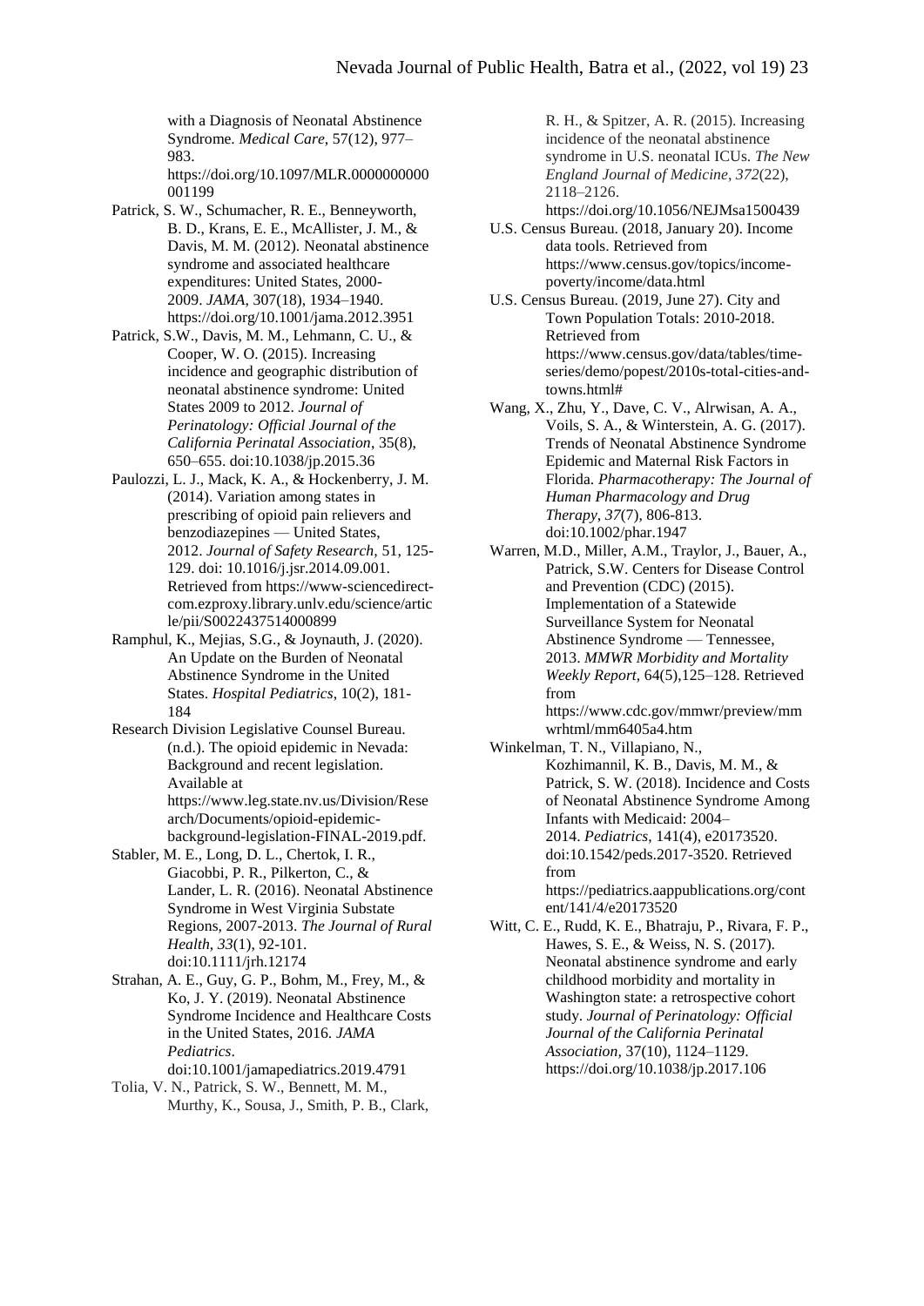with a Diagnosis of Neonatal Abstinence Syndrome. *Medical Care,* 57(12), 977–983. https://doi.org/10.1097/MLR.0000000000001199

Patrick, S. W., Schumacher, R. E., Benneyworth, B. D., Krans, E. E., McAllister, J. M., & Davis, M. M. (2012). Neonatal abstinence syndrome and associated healthcare expenditures: United States, 2000-2009. *JAMA*, 307(18), 1934–1940. https://doi.org/10.1001/jama.2012.3951

Patrick, S.W., Davis, M. M., Lehmann, C. U., & Cooper, W. O. (2015). Increasing incidence and geographic distribution of neonatal abstinence syndrome: United States 2009 to 2012. *Journal of Perinatology: Official Journal of the California Perinatal Association*, 35(8), 650–655. doi:10.1038/jp.2015.36

Paulozzi, L. J., Mack, K. A., & Hockenberry, J. M. (2014). Variation among states in prescribing of opioid pain relievers and benzodiazepines — United States, 2012. *Journal of Safety Research,* 51, 125-129. doi: 10.1016/j.jsr.2014.09.001. Retrieved from https://www-sciencedirect-com.ezproxy.library.unlv.edu/science/article/pii/S0022437514000899

Ramphul, K., Mejias, S.G., & Joynauth, J. (2020). An Update on the Burden of Neonatal Abstinence Syndrome in the United States. *Hospital Pediatrics*, 10(2), 181-184

Research Division Legislative Counsel Bureau. (n.d.). The opioid epidemic in Nevada: Background and recent legislation. Available at https://www.leg.state.nv.us/Division/Research/Documents/opioid-epidemic-background-legislation-FINAL-2019.pdf.

Stabler, M. E., Long, D. L., Chertok, I. R., Giacobbi, P. R., Pilkerton, C., & Lander, L. R. (2016). Neonatal Abstinence Syndrome in West Virginia Substate Regions, 2007-2013. *The Journal of Rural Health, 33*(1), 92-101. doi:10.1111/jrh.12174

Strahan, A. E., Guy, G. P., Bohm, M., Frey, M., & Ko, J. Y. (2019). Neonatal Abstinence Syndrome Incidence and Healthcare Costs in the United States, 2016. *JAMA Pediatrics*. doi:10.1001/jamapediatrics.2019.4791

Tolia, V. N., Patrick, S. W., Bennett, M. M., Murthy, K., Sousa, J., Smith, P. B., Clark, R. H., & Spitzer, A. R. (2015). Increasing incidence of the neonatal abstinence syndrome in U.S. neonatal ICUs. *The New England Journal of Medicine*, *372*(22), 2118–2126. https://doi.org/10.1056/NEJMsa1500439

U.S. Census Bureau. (2018, January 20). Income data tools. Retrieved from https://www.census.gov/topics/income-poverty/income/data.html

U.S. Census Bureau. (2019, June 27). City and Town Population Totals: 2010-2018. Retrieved from https://www.census.gov/data/tables/time-series/demo/popest/2010s-total-cities-and-towns.html#

Wang, X., Zhu, Y., Dave, C. V., Alrwisan, A. A., Voils, S. A., & Winterstein, A. G. (2017). Trends of Neonatal Abstinence Syndrome Epidemic and Maternal Risk Factors in Florida. *Pharmacotherapy: The Journal of Human Pharmacology and Drug Therapy, 37*(7), 806-813. doi:10.1002/phar.1947

Warren, M.D., Miller, A.M., Traylor, J., Bauer, A., Patrick, S.W. Centers for Disease Control and Prevention (CDC) (2015). Implementation of a Statewide Surveillance System for Neonatal Abstinence Syndrome — Tennessee, 2013. *MMWR Morbidity and Mortality Weekly Report*, 64(5),125–128. Retrieved from https://www.cdc.gov/mmwr/preview/mmwrhtml/mm6405a4.htm

Winkelman, T. N., Villapiano, N., Kozhimannil, K. B., Davis, M. M., & Patrick, S. W. (2018). Incidence and Costs of Neonatal Abstinence Syndrome Among Infants with Medicaid: 2004–2014. *Pediatrics*, 141(4), e20173520. doi:10.1542/peds.2017-3520. Retrieved from https://pediatrics.aappublications.org/content/141/4/e20173520

Witt, C. E., Rudd, K. E., Bhatraju, P., Rivara, F. P., Hawes, S. E., & Weiss, N. S. (2017). Neonatal abstinence syndrome and early childhood morbidity and mortality in Washington state: a retrospective cohort study. *Journal of Perinatology: Official Journal of the California Perinatal Association,* 37(10), 1124–1129. https://doi.org/10.1038/jp.2017.106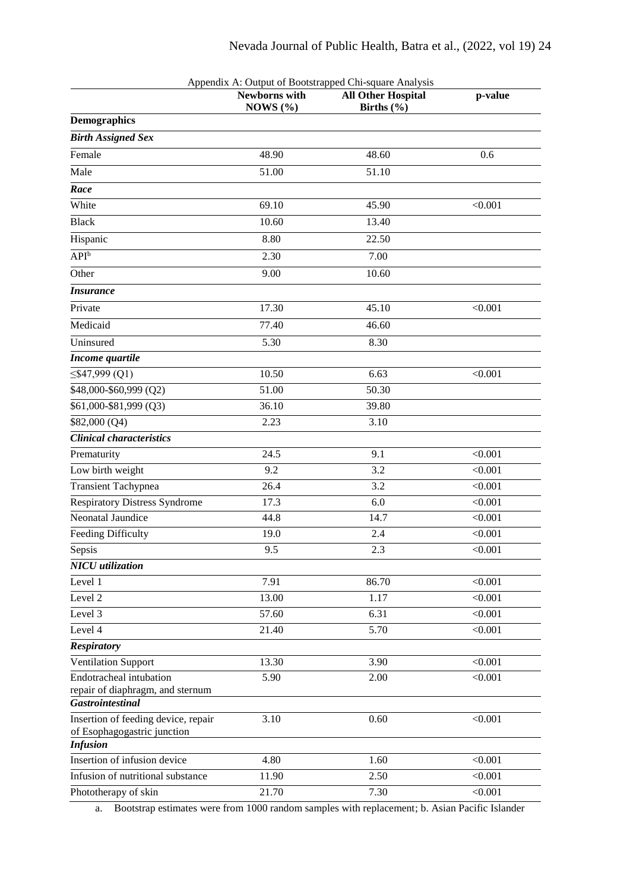Appendix A: Output of Bootstrapped Chi-square Analysis

| | Newborns with NOWS (%) | All Other Hospital Births (%) | p-value |
|---|---|---|---|
| **Demographics** | | | |
| ***Birth Assigned Sex*** | | | |
| Female | 48.90 | 48.60 | 0.6 |
| Male | 51.00 | 51.10 | |
| ***Race*** | | | |
| White | 69.10 | 45.90 | <0.001 |
| Black | 10.60 | 13.40 | |
| Hispanic | 8.80 | 22.50 | |
| API[b] | 2.30 | 7.00 | |
| Other | 9.00 | 10.60 | |
| ***Insurance*** | | | |
| Private | 17.30 | 45.10 | <0.001 |
| Medicaid | 77.40 | 46.60 | |
| Uninsured | 5.30 | 8.30 | |
| ***Income quartile*** | | | |
| ≤$47,999 (Q1) | 10.50 | 6.63 | <0.001 |
| $48,000-$60,999 (Q2) | 51.00 | 50.30 | |
| $61,000-$81,999 (Q3) | 36.10 | 39.80 | |
| $82,000 (Q4) | 2.23 | 3.10 | |
| ***Clinical characteristics*** | | | |
| Prematurity | 24.5 | 9.1 | <0.001 |
| Low birth weight | 9.2 | 3.2 | <0.001 |
| Transient Tachypnea | 26.4 | 3.2 | <0.001 |
| Respiratory Distress Syndrome | 17.3 | 6.0 | <0.001 |
| Neonatal Jaundice | 44.8 | 14.7 | <0.001 |
| Feeding Difficulty | 19.0 | 2.4 | <0.001 |
| Sepsis | 9.5 | 2.3 | <0.001 |
| ***NICU utilization*** | | | |
| Level 1 | 7.91 | 86.70 | <0.001 |
| Level 2 | 13.00 | 1.17 | <0.001 |
| Level 3 | 57.60 | 6.31 | <0.001 |
| Level 4 | 21.40 | 5.70 | <0.001 |
| ***Respiratory*** | | | |
| Ventilation Support | 13.30 | 3.90 | <0.001 |
| Endotracheal intubation repair of diaphragm, and sternum | 5.90 | 2.00 | <0.001 |
| ***Gastrointestinal*** | | | |
| Insertion of feeding device, repair of Esophagogastric junction | 3.10 | 0.60 | <0.001 |
| ***Infusion*** | | | |
| Insertion of infusion device | 4.80 | 1.60 | <0.001 |
| Infusion of nutritional substance | 11.90 | 2.50 | <0.001 |
| Phototherapy of skin | 21.70 | 7.30 | <0.001 |

a. Bootstrap estimates were from 1000 random samples with replacement; b. Asian Pacific Islander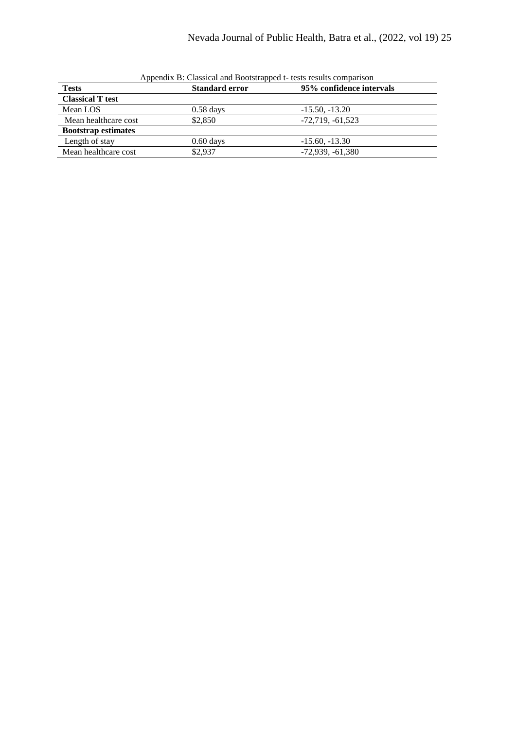Appendix B: Classical and Bootstrapped t- tests results comparison

| Tests | Standard error | 95% confidence intervals |
|---|---|---|
| **Classical T test** | | |
| Mean LOS | 0.58 days | -15.50, -13.20 |
| Mean healthcare cost | $2,850 | -72,719, -61,523 |
| **Bootstrap estimates** | | |
| Length of stay | 0.60 days | -15.60, -13.30 |
| Mean healthcare cost | $2,937 | -72,939, -61,380 |